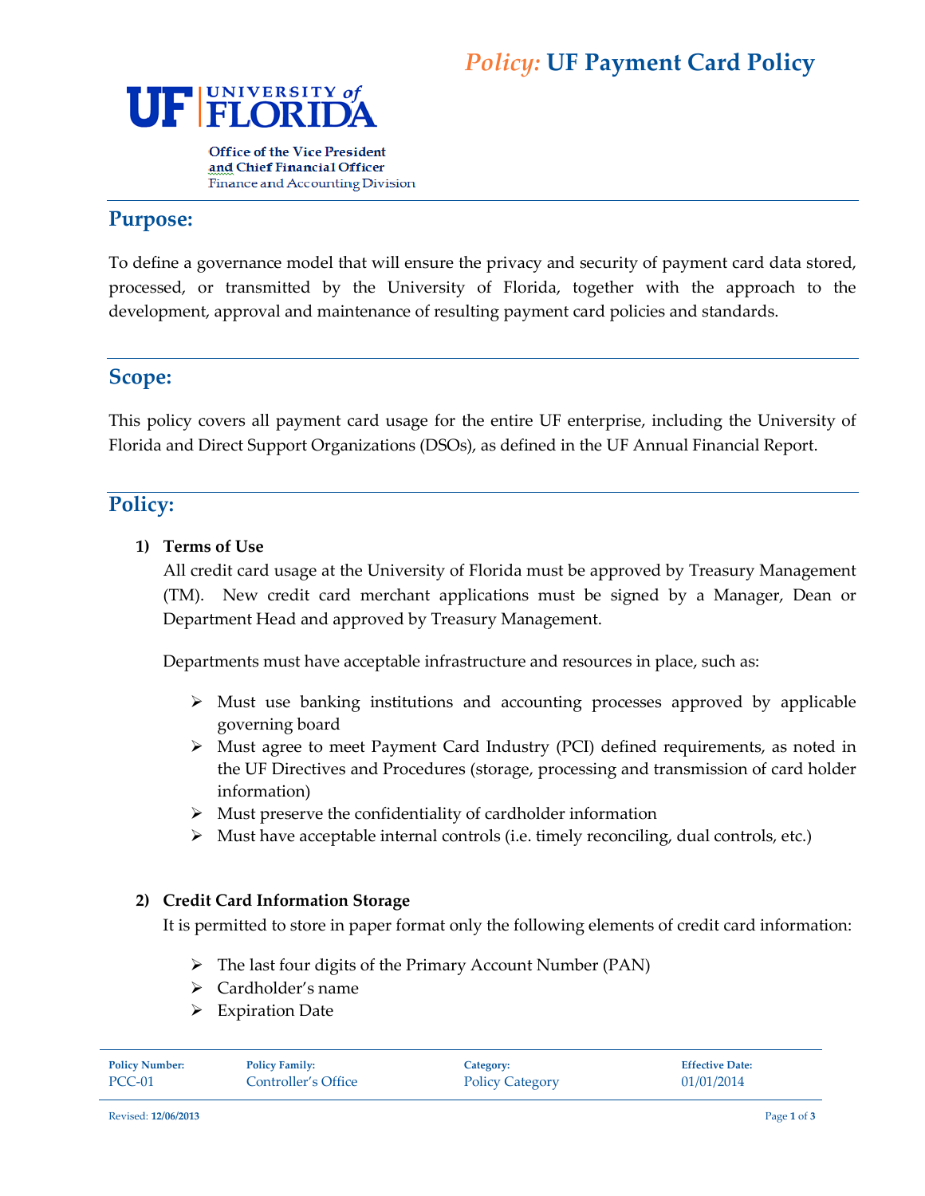# *Policy:* UF Payment Card Policy

UF | UNIVERSITY of FLORIDA

**Office of the Vice President and Chief Financial Officer**
Finance and Accounting Division

## Purpose:

To define a governance model that will ensure the privacy and security of payment card data stored, processed, or transmitted by the University of Florida, together with the approach to the development, approval and maintenance of resulting payment card policies and standards.

## Scope:

This policy covers all payment card usage for the entire UF enterprise, including the University of Florida and Direct Support Organizations (DSOs), as defined in the UF Annual Financial Report.

## Policy:

**1) Terms of Use**

All credit card usage at the University of Florida must be approved by Treasury Management (TM). New credit card merchant applications must be signed by a Manager, Dean or Department Head and approved by Treasury Management.

Departments must have acceptable infrastructure and resources in place, such as:

- Must use banking institutions and accounting processes approved by applicable governing board
- Must agree to meet Payment Card Industry (PCI) defined requirements, as noted in the UF Directives and Procedures (storage, processing and transmission of card holder information)
- Must preserve the confidentiality of cardholder information
- Must have acceptable internal controls (i.e. timely reconciling, dual controls, etc.)

**2) Credit Card Information Storage**

It is permitted to store in paper format only the following elements of credit card information:

- The last four digits of the Primary Account Number (PAN)
- Cardholder's name
- Expiration Date

| Policy Number: | Policy Family: | Category: | Effective Date: |
|---|---|---|---|
| PCC-01 | Controller's Office | Policy Category | 01/01/2014 |

Revised: **12/06/2013**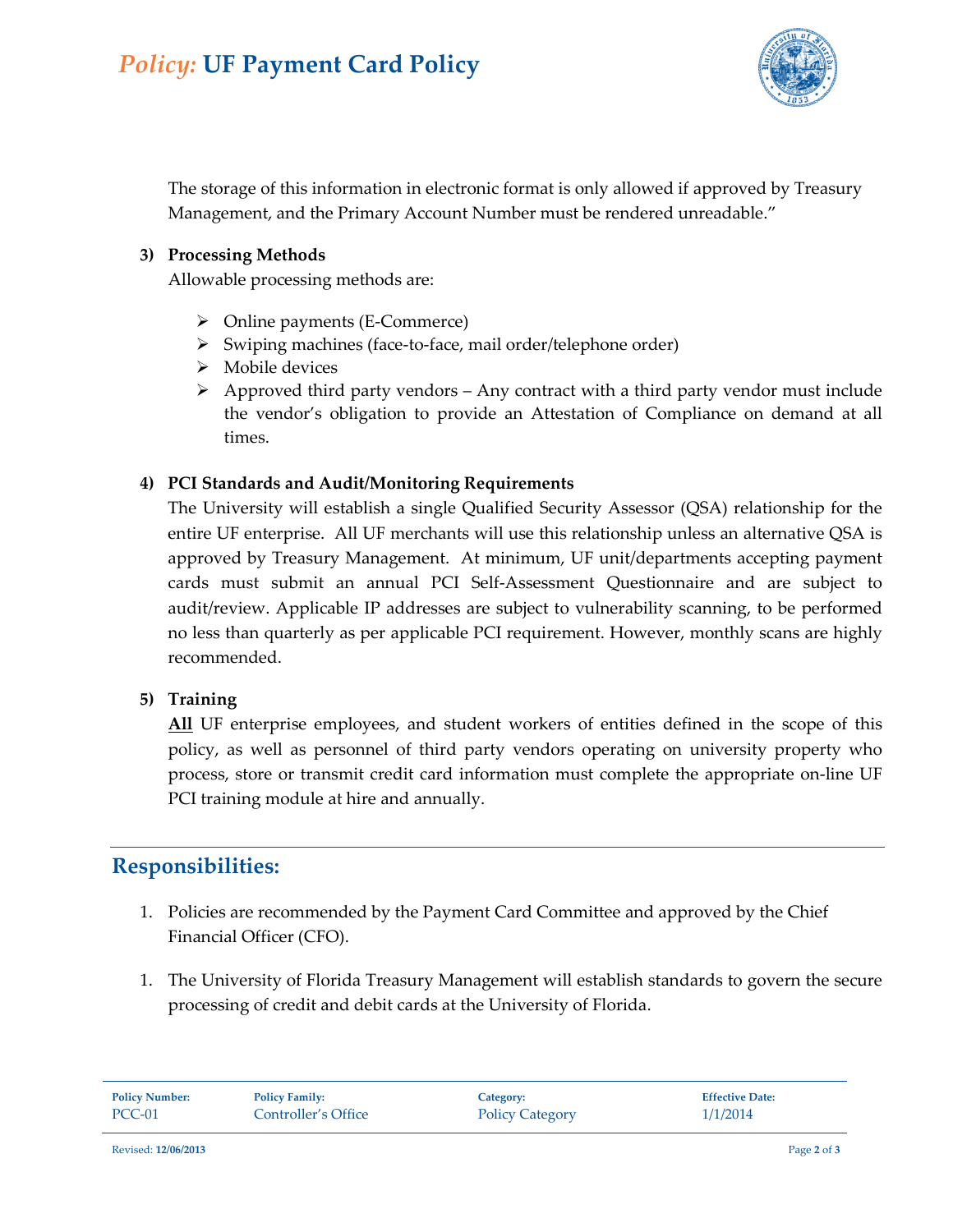The storage of this information in electronic format is only allowed if approved by Treasury Management, and the Primary Account Number must be rendered unreadable."

**3) Processing Methods**

Allowable processing methods are:

- Online payments (E-Commerce)
- Swiping machines (face-to-face, mail order/telephone order)
- Mobile devices
- Approved third party vendors – Any contract with a third party vendor must include the vendor's obligation to provide an Attestation of Compliance on demand at all times.

**4) PCI Standards and Audit/Monitoring Requirements**

The University will establish a single Qualified Security Assessor (QSA) relationship for the entire UF enterprise. All UF merchants will use this relationship unless an alternative QSA is approved by Treasury Management. At minimum, UF unit/departments accepting payment cards must submit an annual PCI Self-Assessment Questionnaire and are subject to audit/review. Applicable IP addresses are subject to vulnerability scanning, to be performed no less than quarterly as per applicable PCI requirement. However, monthly scans are highly recommended.

**5) Training**

**<u>All</u>** UF enterprise employees, and student workers of entities defined in the scope of this policy, as well as personnel of third party vendors operating on university property who process, store or transmit credit card information must complete the appropriate on-line UF PCI training module at hire and annually.

---

## Responsibilities:

1. Policies are recommended by the Payment Card Committee and approved by the Chief Financial Officer (CFO).

1. The University of Florida Treasury Management will establish standards to govern the secure processing of credit and debit cards at the University of Florida.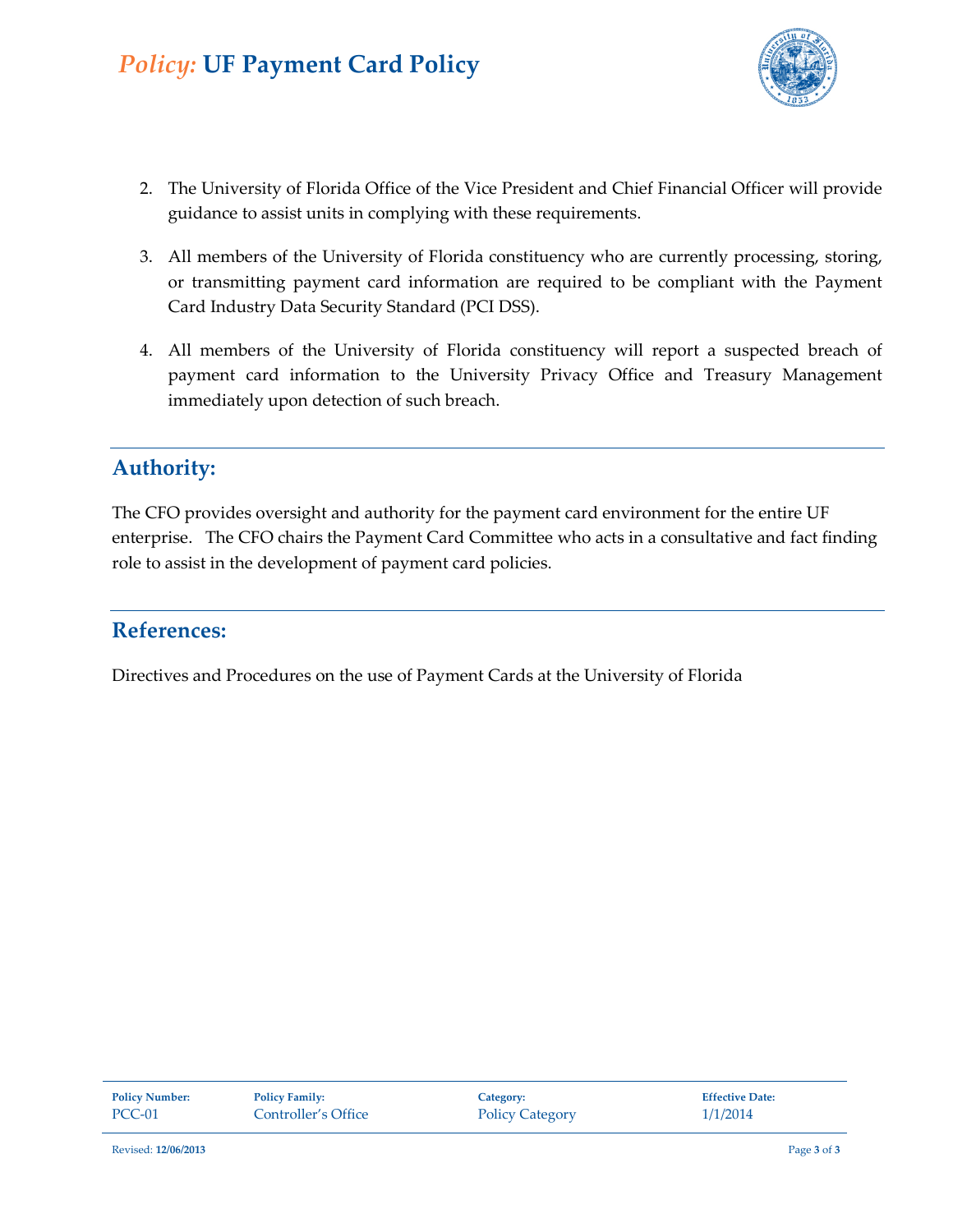2. The University of Florida Office of the Vice President and Chief Financial Officer will provide guidance to assist units in complying with these requirements.

3. All members of the University of Florida constituency who are currently processing, storing, or transmitting payment card information are required to be compliant with the Payment Card Industry Data Security Standard (PCI DSS).

4. All members of the University of Florida constituency will report a suspected breach of payment card information to the University Privacy Office and Treasury Management immediately upon detection of such breach.

## Authority:

The CFO provides oversight and authority for the payment card environment for the entire UF enterprise. The CFO chairs the Payment Card Committee who acts in a consultative and fact finding role to assist in the development of payment card policies.

## References:

Directives and Procedures on the use of Payment Cards at the University of Florida